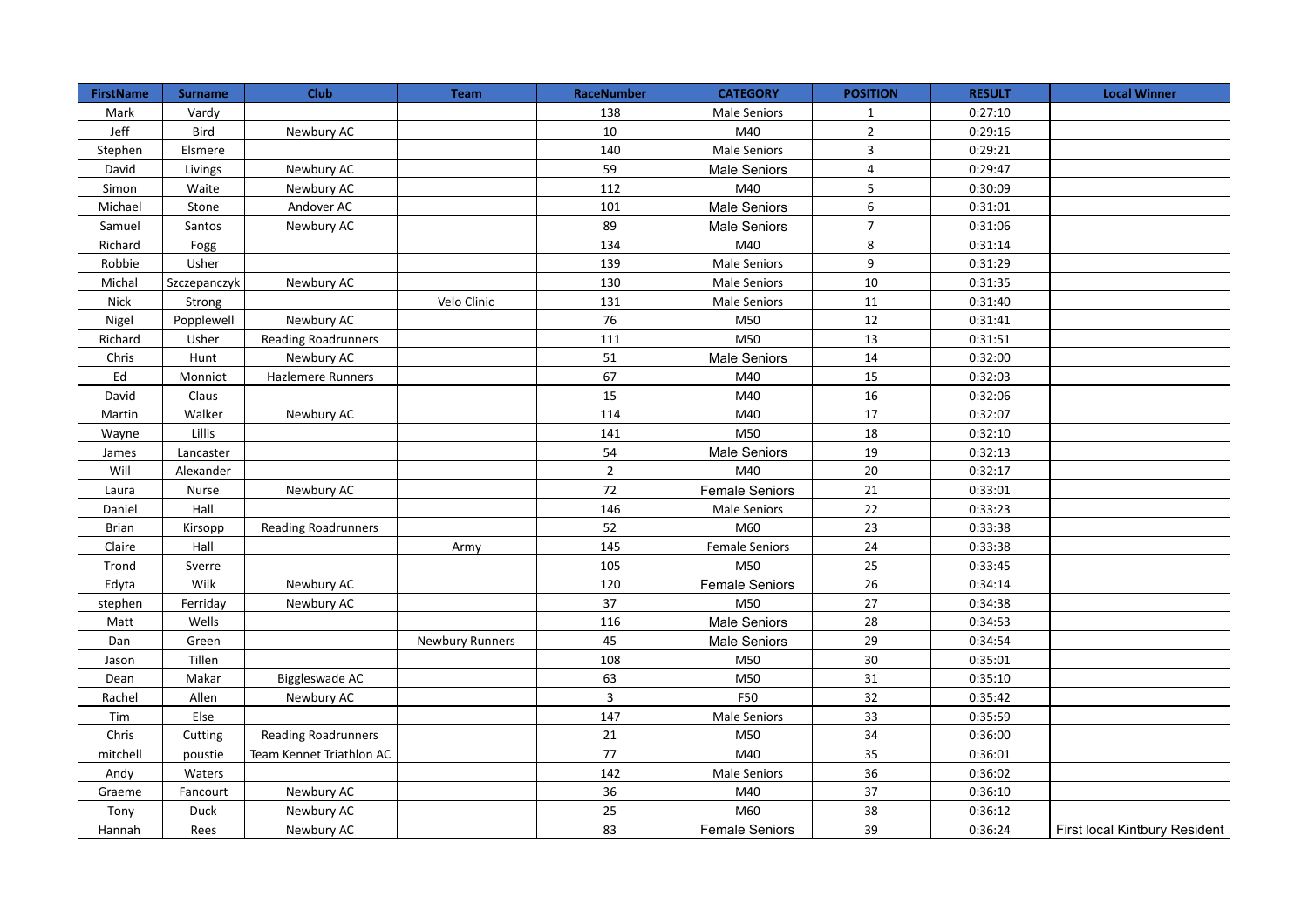| FirstName | Surname | Club | Team | RaceNumber | CATEGORY | POSITION | RESULT | Local Winner |
|---|---|---|---|---|---|---|---|---|
| Mark | Vardy | | | 138 | Male Seniors | 1 | 0:27:10 | |
| Jeff | Bird | Newbury AC | | 10 | M40 | 2 | 0:29:16 | |
| Stephen | Elsmere | | | 140 | Male Seniors | 3 | 0:29:21 | |
| David | Livings | Newbury AC | | 59 | Male Seniors | 4 | 0:29:47 | |
| Simon | Waite | Newbury AC | | 112 | M40 | 5 | 0:30:09 | |
| Michael | Stone | Andover AC | | 101 | Male Seniors | 6 | 0:31:01 | |
| Samuel | Santos | Newbury AC | | 89 | Male Seniors | 7 | 0:31:06 | |
| Richard | Fogg | | | 134 | M40 | 8 | 0:31:14 | |
| Robbie | Usher | | | 139 | Male Seniors | 9 | 0:31:29 | |
| Michal | Szczepanczyk | Newbury AC | | 130 | Male Seniors | 10 | 0:31:35 | |
| Nick | Strong | | Velo Clinic | 131 | Male Seniors | 11 | 0:31:40 | |
| Nigel | Popplewell | Newbury AC | | 76 | M50 | 12 | 0:31:41 | |
| Richard | Usher | Reading Roadrunners | | 111 | M50 | 13 | 0:31:51 | |
| Chris | Hunt | Newbury AC | | 51 | Male Seniors | 14 | 0:32:00 | |
| Ed | Monniot | Hazlemere Runners | | 67 | M40 | 15 | 0:32:03 | |
| David | Claus | | | 15 | M40 | 16 | 0:32:06 | |
| Martin | Walker | Newbury AC | | 114 | M40 | 17 | 0:32:07 | |
| Wayne | Lillis | | | 141 | M50 | 18 | 0:32:10 | |
| James | Lancaster | | | 54 | Male Seniors | 19 | 0:32:13 | |
| Will | Alexander | | | 2 | M40 | 20 | 0:32:17 | |
| Laura | Nurse | Newbury AC | | 72 | Female Seniors | 21 | 0:33:01 | |
| Daniel | Hall | | | 146 | Male Seniors | 22 | 0:33:23 | |
| Brian | Kirsopp | Reading Roadrunners | | 52 | M60 | 23 | 0:33:38 | |
| Claire | Hall | | Army | 145 | Female Seniors | 24 | 0:33:38 | |
| Trond | Sverre | | | 105 | M50 | 25 | 0:33:45 | |
| Edyta | Wilk | Newbury AC | | 120 | Female Seniors | 26 | 0:34:14 | |
| stephen | Ferriday | Newbury AC | | 37 | M50 | 27 | 0:34:38 | |
| Matt | Wells | | | 116 | Male Seniors | 28 | 0:34:53 | |
| Dan | Green | | Newbury Runners | 45 | Male Seniors | 29 | 0:34:54 | |
| Jason | Tillen | | | 108 | M50 | 30 | 0:35:01 | |
| Dean | Makar | Biggleswade AC | | 63 | M50 | 31 | 0:35:10 | |
| Rachel | Allen | Newbury AC | | 3 | F50 | 32 | 0:35:42 | |
| Tim | Else | | | 147 | Male Seniors | 33 | 0:35:59 | |
| Chris | Cutting | Reading Roadrunners | | 21 | M50 | 34 | 0:36:00 | |
| mitchell | poustie | Team Kennet Triathlon AC | | 77 | M40 | 35 | 0:36:01 | |
| Andy | Waters | | | 142 | Male Seniors | 36 | 0:36:02 | |
| Graeme | Fancourt | Newbury AC | | 36 | M40 | 37 | 0:36:10 | |
| Tony | Duck | Newbury AC | | 25 | M60 | 38 | 0:36:12 | |
| Hannah | Rees | Newbury AC | | 83 | Female Seniors | 39 | 0:36:24 | First local Kintbury Resident |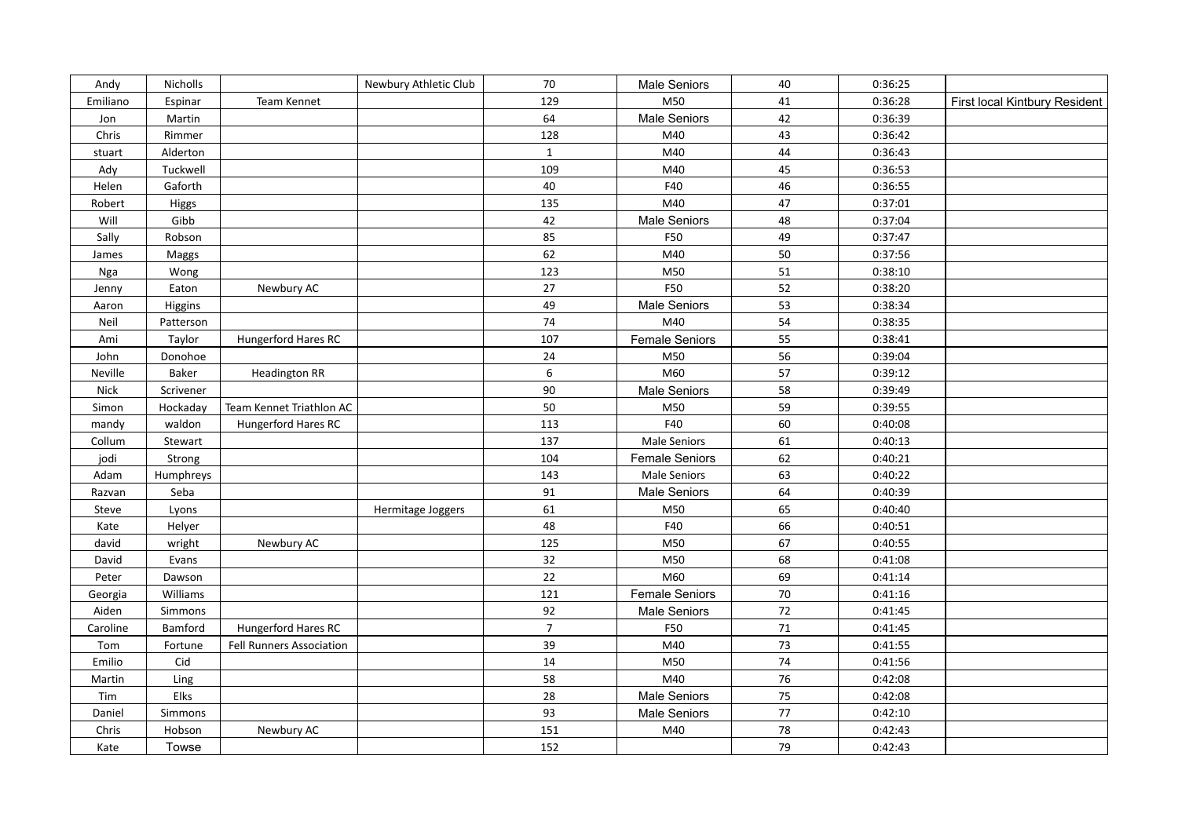| | | | | | | | | |
|---|---|---|---|---|---|---|---|---|
| Andy | Nicholls | | Newbury Athletic Club | 70 | Male Seniors | 40 | 0:36:25 | |
| Emiliano | Espinar | Team Kennet | | 129 | M50 | 41 | 0:36:28 | First local Kintbury Resident |
| Jon | Martin | | | 64 | Male Seniors | 42 | 0:36:39 | |
| Chris | Rimmer | | | 128 | M40 | 43 | 0:36:42 | |
| stuart | Alderton | | | 1 | M40 | 44 | 0:36:43 | |
| Ady | Tuckwell | | | 109 | M40 | 45 | 0:36:53 | |
| Helen | Gaforth | | | 40 | F40 | 46 | 0:36:55 | |
| Robert | Higgs | | | 135 | M40 | 47 | 0:37:01 | |
| Will | Gibb | | | 42 | Male Seniors | 48 | 0:37:04 | |
| Sally | Robson | | | 85 | F50 | 49 | 0:37:47 | |
| James | Maggs | | | 62 | M40 | 50 | 0:37:56 | |
| Nga | Wong | | | 123 | M50 | 51 | 0:38:10 | |
| Jenny | Eaton | Newbury AC | | 27 | F50 | 52 | 0:38:20 | |
| Aaron | Higgins | | | 49 | Male Seniors | 53 | 0:38:34 | |
| Neil | Patterson | | | 74 | M40 | 54 | 0:38:35 | |
| Ami | Taylor | Hungerford Hares RC | | 107 | Female Seniors | 55 | 0:38:41 | |
| John | Donohoe | | | 24 | M50 | 56 | 0:39:04 | |
| Neville | Baker | Headington RR | | 6 | M60 | 57 | 0:39:12 | |
| Nick | Scrivener | | | 90 | Male Seniors | 58 | 0:39:49 | |
| Simon | Hockaday | Team Kennet Triathlon AC | | 50 | M50 | 59 | 0:39:55 | |
| mandy | waldon | Hungerford Hares RC | | 113 | F40 | 60 | 0:40:08 | |
| Collum | Stewart | | | 137 | Male Seniors | 61 | 0:40:13 | |
| jodi | Strong | | | 104 | Female Seniors | 62 | 0:40:21 | |
| Adam | Humphreys | | | 143 | Male Seniors | 63 | 0:40:22 | |
| Razvan | Seba | | | 91 | Male Seniors | 64 | 0:40:39 | |
| Steve | Lyons | | Hermitage Joggers | 61 | M50 | 65 | 0:40:40 | |
| Kate | Helyer | | | 48 | F40 | 66 | 0:40:51 | |
| david | wright | Newbury AC | | 125 | M50 | 67 | 0:40:55 | |
| David | Evans | | | 32 | M50 | 68 | 0:41:08 | |
| Peter | Dawson | | | 22 | M60 | 69 | 0:41:14 | |
| Georgia | Williams | | | 121 | Female Seniors | 70 | 0:41:16 | |
| Aiden | Simmons | | | 92 | Male Seniors | 72 | 0:41:45 | |
| Caroline | Bamford | Hungerford Hares RC | | 7 | F50 | 71 | 0:41:45 | |
| Tom | Fortune | Fell Runners Association | | 39 | M40 | 73 | 0:41:55 | |
| Emilio | Cid | | | 14 | M50 | 74 | 0:41:56 | |
| Martin | Ling | | | 58 | M40 | 76 | 0:42:08 | |
| Tim | Elks | | | 28 | Male Seniors | 75 | 0:42:08 | |
| Daniel | Simmons | | | 93 | Male Seniors | 77 | 0:42:10 | |
| Chris | Hobson | Newbury AC | | 151 | M40 | 78 | 0:42:43 | |
| Kate | Towse | | | 152 | | 79 | 0:42:43 | |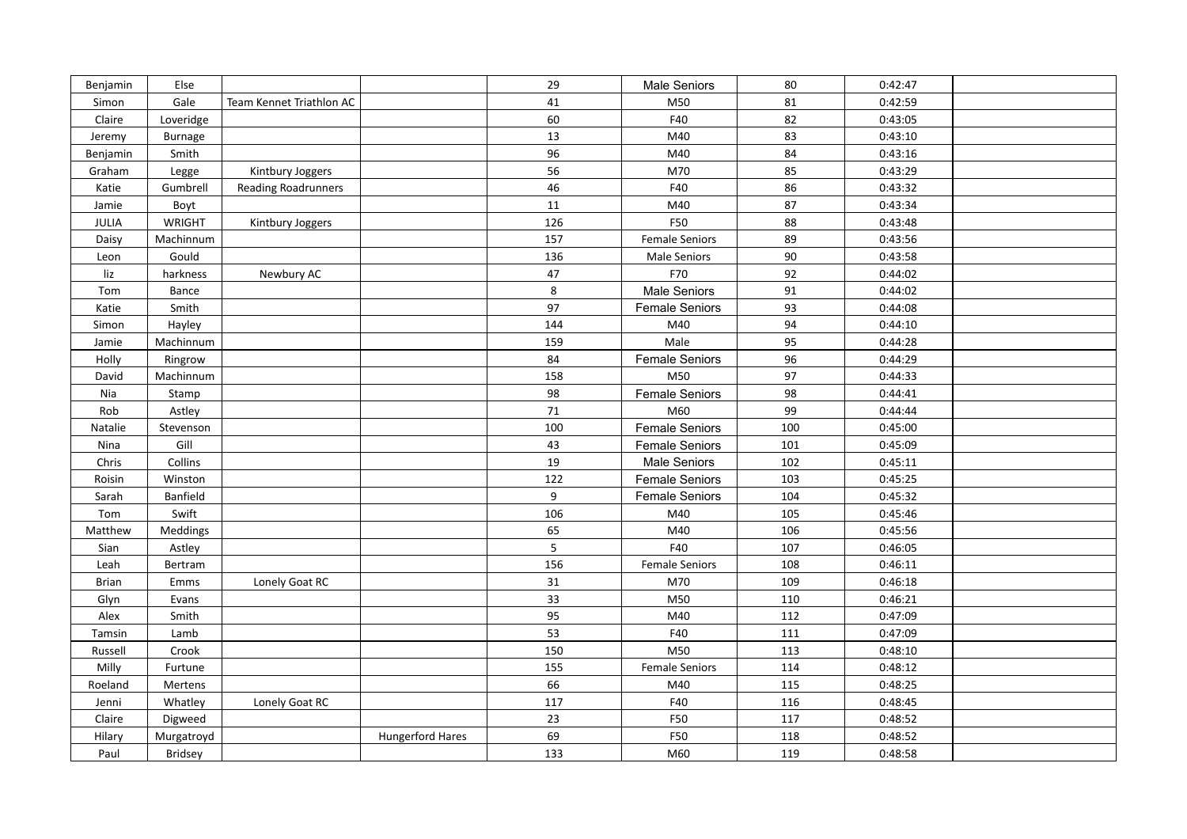| | | | | | | | | |
|---|---|---|---|---|---|---|---|---|
| Benjamin | Else | | | 29 | Male Seniors | 80 | 0:42:47 | |
| Simon | Gale | Team Kennet Triathlon AC | | 41 | M50 | 81 | 0:42:59 | |
| Claire | Loveridge | | | 60 | F40 | 82 | 0:43:05 | |
| Jeremy | Burnage | | | 13 | M40 | 83 | 0:43:10 | |
| Benjamin | Smith | | | 96 | M40 | 84 | 0:43:16 | |
| Graham | Legge | Kintbury Joggers | | 56 | M70 | 85 | 0:43:29 | |
| Katie | Gumbrell | Reading Roadrunners | | 46 | F40 | 86 | 0:43:32 | |
| Jamie | Boyt | | | 11 | M40 | 87 | 0:43:34 | |
| JULIA | WRIGHT | Kintbury Joggers | | 126 | F50 | 88 | 0:43:48 | |
| Daisy | Machinnum | | | 157 | Female Seniors | 89 | 0:43:56 | |
| Leon | Gould | | | 136 | Male Seniors | 90 | 0:43:58 | |
| liz | harkness | Newbury AC | | 47 | F70 | 92 | 0:44:02 | |
| Tom | Bance | | | 8 | Male Seniors | 91 | 0:44:02 | |
| Katie | Smith | | | 97 | Female Seniors | 93 | 0:44:08 | |
| Simon | Hayley | | | 144 | M40 | 94 | 0:44:10 | |
| Jamie | Machinnum | | | 159 | Male | 95 | 0:44:28 | |
| Holly | Ringrow | | | 84 | Female Seniors | 96 | 0:44:29 | |
| David | Machinnum | | | 158 | M50 | 97 | 0:44:33 | |
| Nia | Stamp | | | 98 | Female Seniors | 98 | 0:44:41 | |
| Rob | Astley | | | 71 | M60 | 99 | 0:44:44 | |
| Natalie | Stevenson | | | 100 | Female Seniors | 100 | 0:45:00 | |
| Nina | Gill | | | 43 | Female Seniors | 101 | 0:45:09 | |
| Chris | Collins | | | 19 | Male Seniors | 102 | 0:45:11 | |
| Roisin | Winston | | | 122 | Female Seniors | 103 | 0:45:25 | |
| Sarah | Banfield | | | 9 | Female Seniors | 104 | 0:45:32 | |
| Tom | Swift | | | 106 | M40 | 105 | 0:45:46 | |
| Matthew | Meddings | | | 65 | M40 | 106 | 0:45:56 | |
| Sian | Astley | | | 5 | F40 | 107 | 0:46:05 | |
| Leah | Bertram | | | 156 | Female Seniors | 108 | 0:46:11 | |
| Brian | Emms | Lonely Goat RC | | 31 | M70 | 109 | 0:46:18 | |
| Glyn | Evans | | | 33 | M50 | 110 | 0:46:21 | |
| Alex | Smith | | | 95 | M40 | 112 | 0:47:09 | |
| Tamsin | Lamb | | | 53 | F40 | 111 | 0:47:09 | |
| Russell | Crook | | | 150 | M50 | 113 | 0:48:10 | |
| Milly | Furtune | | | 155 | Female Seniors | 114 | 0:48:12 | |
| Roeland | Mertens | | | 66 | M40 | 115 | 0:48:25 | |
| Jenni | Whatley | Lonely Goat RC | | 117 | F40 | 116 | 0:48:45 | |
| Claire | Digweed | | | 23 | F50 | 117 | 0:48:52 | |
| Hilary | Murgatroyd | | Hungerford Hares | 69 | F50 | 118 | 0:48:52 | |
| Paul | Bridsey | | | 133 | M60 | 119 | 0:48:58 | |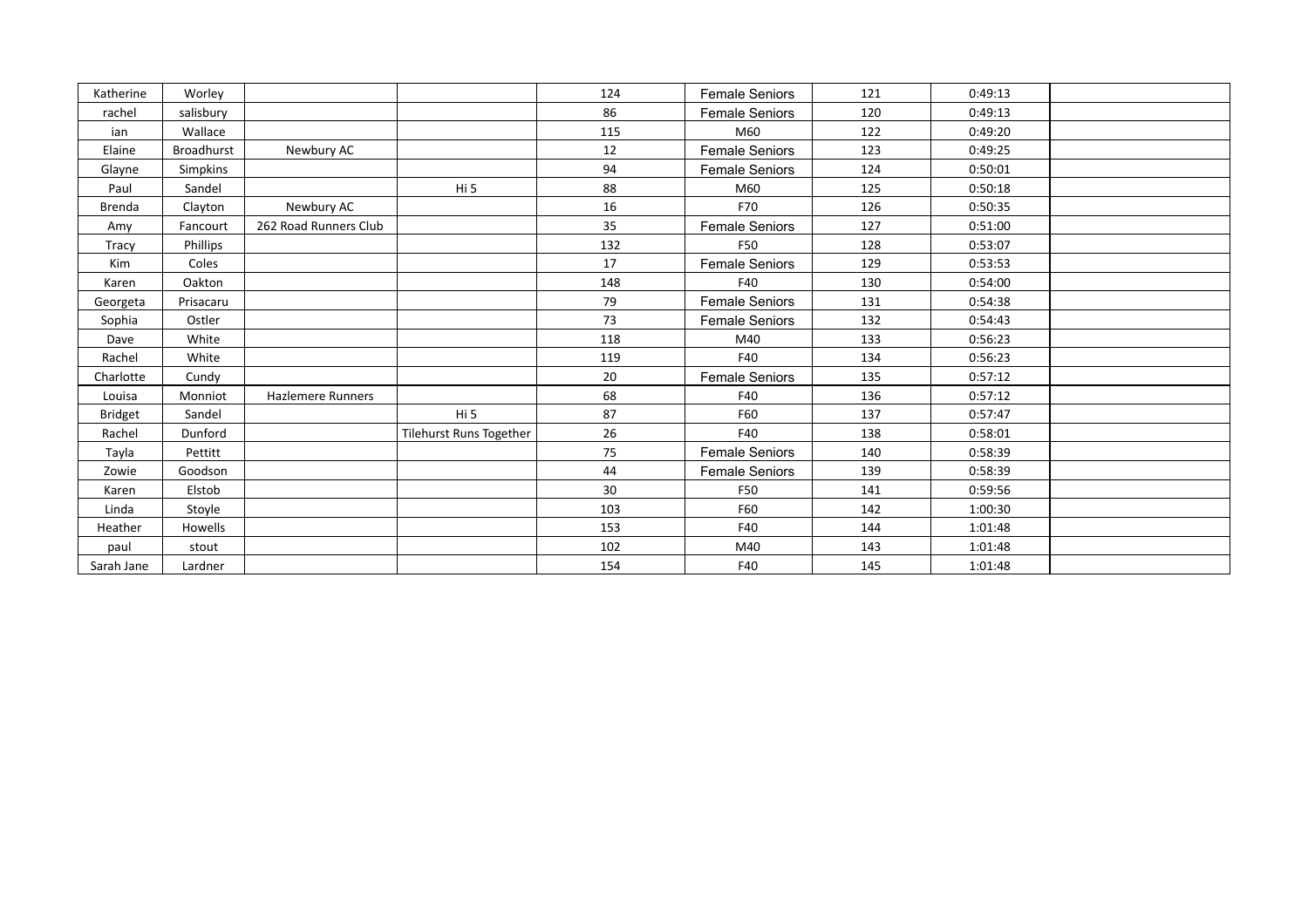| | | | | | | | | |
|---|---|---|---|---|---|---|---|---|
| Katherine | Worley | | | 124 | Female Seniors | 121 | 0:49:13 | |
| rachel | salisbury | | | 86 | Female Seniors | 120 | 0:49:13 | |
| ian | Wallace | | | 115 | M60 | 122 | 0:49:20 | |
| Elaine | Broadhurst | Newbury AC | | 12 | Female Seniors | 123 | 0:49:25 | |
| Glayne | Simpkins | | | 94 | Female Seniors | 124 | 0:50:01 | |
| Paul | Sandel | | Hi 5 | 88 | M60 | 125 | 0:50:18 | |
| Brenda | Clayton | Newbury AC | | 16 | F70 | 126 | 0:50:35 | |
| Amy | Fancourt | 262 Road Runners Club | | 35 | Female Seniors | 127 | 0:51:00 | |
| Tracy | Phillips | | | 132 | F50 | 128 | 0:53:07 | |
| Kim | Coles | | | 17 | Female Seniors | 129 | 0:53:53 | |
| Karen | Oakton | | | 148 | F40 | 130 | 0:54:00 | |
| Georgeta | Prisacaru | | | 79 | Female Seniors | 131 | 0:54:38 | |
| Sophia | Ostler | | | 73 | Female Seniors | 132 | 0:54:43 | |
| Dave | White | | | 118 | M40 | 133 | 0:56:23 | |
| Rachel | White | | | 119 | F40 | 134 | 0:56:23 | |
| Charlotte | Cundy | | | 20 | Female Seniors | 135 | 0:57:12 | |
| Louisa | Monniot | Hazlemere Runners | | 68 | F40 | 136 | 0:57:12 | |
| Bridget | Sandel | | Hi 5 | 87 | F60 | 137 | 0:57:47 | |
| Rachel | Dunford | | Tilehurst Runs Together | 26 | F40 | 138 | 0:58:01 | |
| Tayla | Pettitt | | | 75 | Female Seniors | 140 | 0:58:39 | |
| Zowie | Goodson | | | 44 | Female Seniors | 139 | 0:58:39 | |
| Karen | Elstob | | | 30 | F50 | 141 | 0:59:56 | |
| Linda | Stoyle | | | 103 | F60 | 142 | 1:00:30 | |
| Heather | Howells | | | 153 | F40 | 144 | 1:01:48 | |
| paul | stout | | | 102 | M40 | 143 | 1:01:48 | |
| Sarah Jane | Lardner | | | 154 | F40 | 145 | 1:01:48 | |